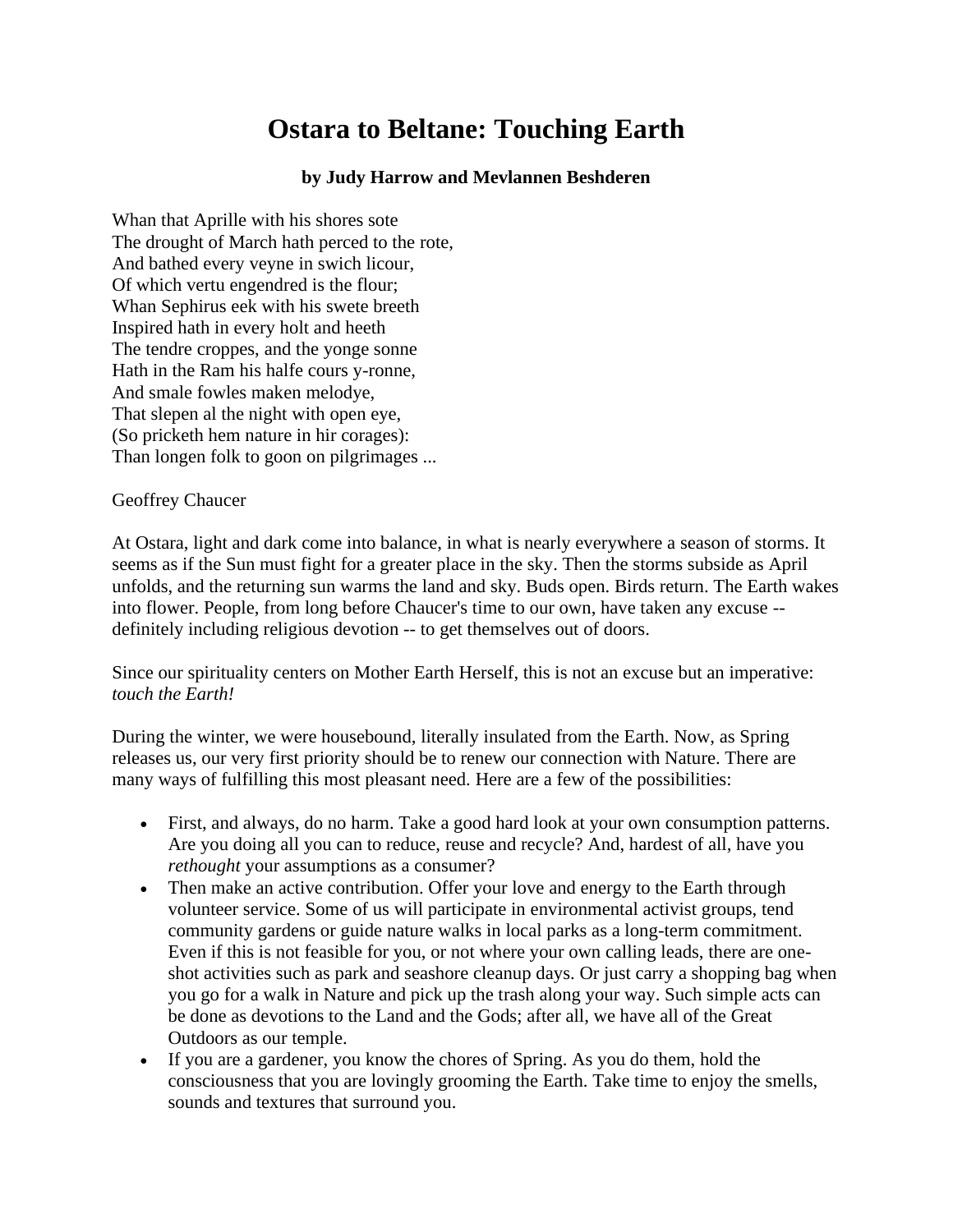# Ostara to Beltane: Touching Earth

**by Judy Harrow and Mevlannen Beshderen**

Whan that Aprille with his shores sote  
The drought of March hath perced to the rote,  
And bathed every veyne in swich licour,  
Of which vertu engendred is the flour;  
Whan Sephirus eek with his swete breeth  
Inspired hath in every holt and heeth  
The tendre croppes, and the yonge sonne  
Hath in the Ram his halfe cours y-ronne,  
And smale fowles maken melodye,  
That slepen al the night with open eye,  
(So pricketh hem nature in hir corages):  
Than longen folk to goon on pilgrimages ...

Geoffrey Chaucer

At Ostara, light and dark come into balance, in what is nearly everywhere a season of storms. It seems as if the Sun must fight for a greater place in the sky. Then the storms subside as April unfolds, and the returning sun warms the land and sky. Buds open. Birds return. The Earth wakes into flower. People, from long before Chaucer's time to our own, have taken any excuse -- definitely including religious devotion -- to get themselves out of doors.

Since our spirituality centers on Mother Earth Herself, this is not an excuse but an imperative: *touch the Earth!*

During the winter, we were housebound, literally insulated from the Earth. Now, as Spring releases us, our very first priority should be to renew our connection with Nature. There are many ways of fulfilling this most pleasant need. Here are a few of the possibilities:

- First, and always, do no harm. Take a good hard look at your own consumption patterns. Are you doing all you can to reduce, reuse and recycle? And, hardest of all, have you *rethought* your assumptions as a consumer?
- Then make an active contribution. Offer your love and energy to the Earth through volunteer service. Some of us will participate in environmental activist groups, tend community gardens or guide nature walks in local parks as a long-term commitment. Even if this is not feasible for you, or not where your own calling leads, there are one-shot activities such as park and seashore cleanup days. Or just carry a shopping bag when you go for a walk in Nature and pick up the trash along your way. Such simple acts can be done as devotions to the Land and the Gods; after all, we have all of the Great Outdoors as our temple.
- If you are a gardener, you know the chores of Spring. As you do them, hold the consciousness that you are lovingly grooming the Earth. Take time to enjoy the smells, sounds and textures that surround you.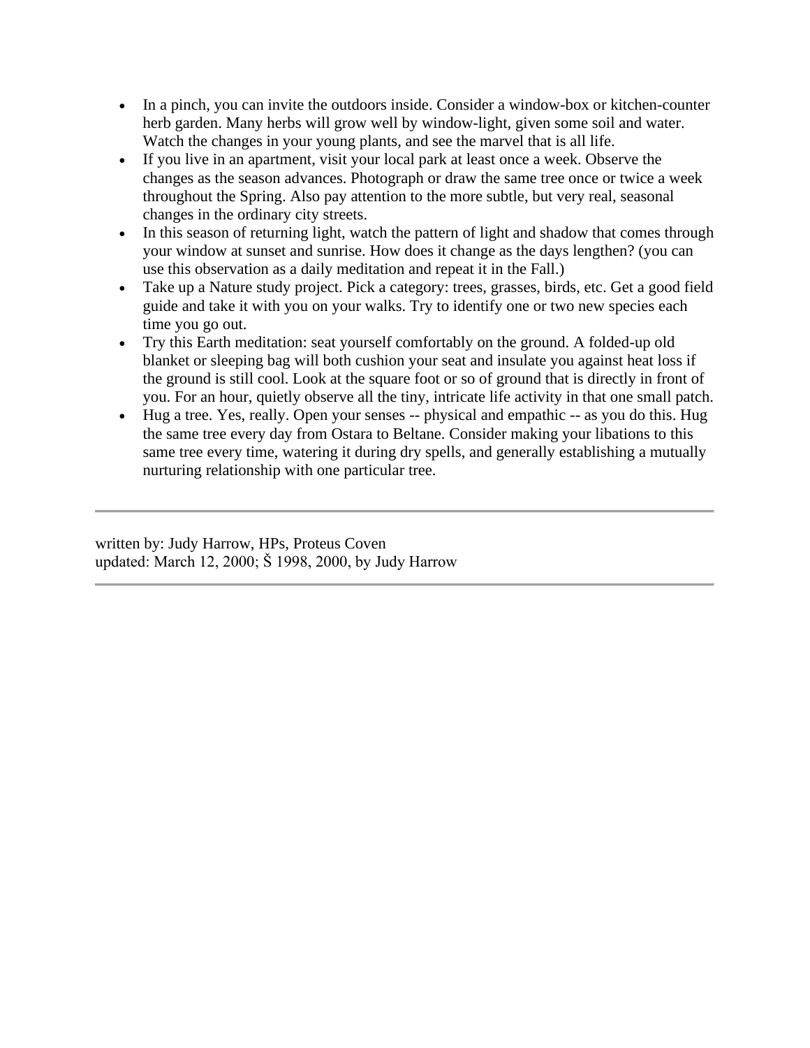- In a pinch, you can invite the outdoors inside. Consider a window-box or kitchen-counter herb garden. Many herbs will grow well by window-light, given some soil and water. Watch the changes in your young plants, and see the marvel that is all life.
- If you live in an apartment, visit your local park at least once a week. Observe the changes as the season advances. Photograph or draw the same tree once or twice a week throughout the Spring. Also pay attention to the more subtle, but very real, seasonal changes in the ordinary city streets.
- In this season of returning light, watch the pattern of light and shadow that comes through your window at sunset and sunrise. How does it change as the days lengthen? (you can use this observation as a daily meditation and repeat it in the Fall.)
- Take up a Nature study project. Pick a category: trees, grasses, birds, etc. Get a good field guide and take it with you on your walks. Try to identify one or two new species each time you go out.
- Try this Earth meditation: seat yourself comfortably on the ground. A folded-up old blanket or sleeping bag will both cushion your seat and insulate you against heat loss if the ground is still cool. Look at the square foot or so of ground that is directly in front of you. For an hour, quietly observe all the tiny, intricate life activity in that one small patch.
- Hug a tree. Yes, really. Open your senses -- physical and empathic -- as you do this. Hug the same tree every day from Ostara to Beltane. Consider making your libations to this same tree every time, watering it during dry spells, and generally establishing a mutually nurturing relationship with one particular tree.

---

written by: Judy Harrow, HPs, Proteus Coven
updated: March 12, 2000; Š 1998, 2000, by Judy Harrow

---